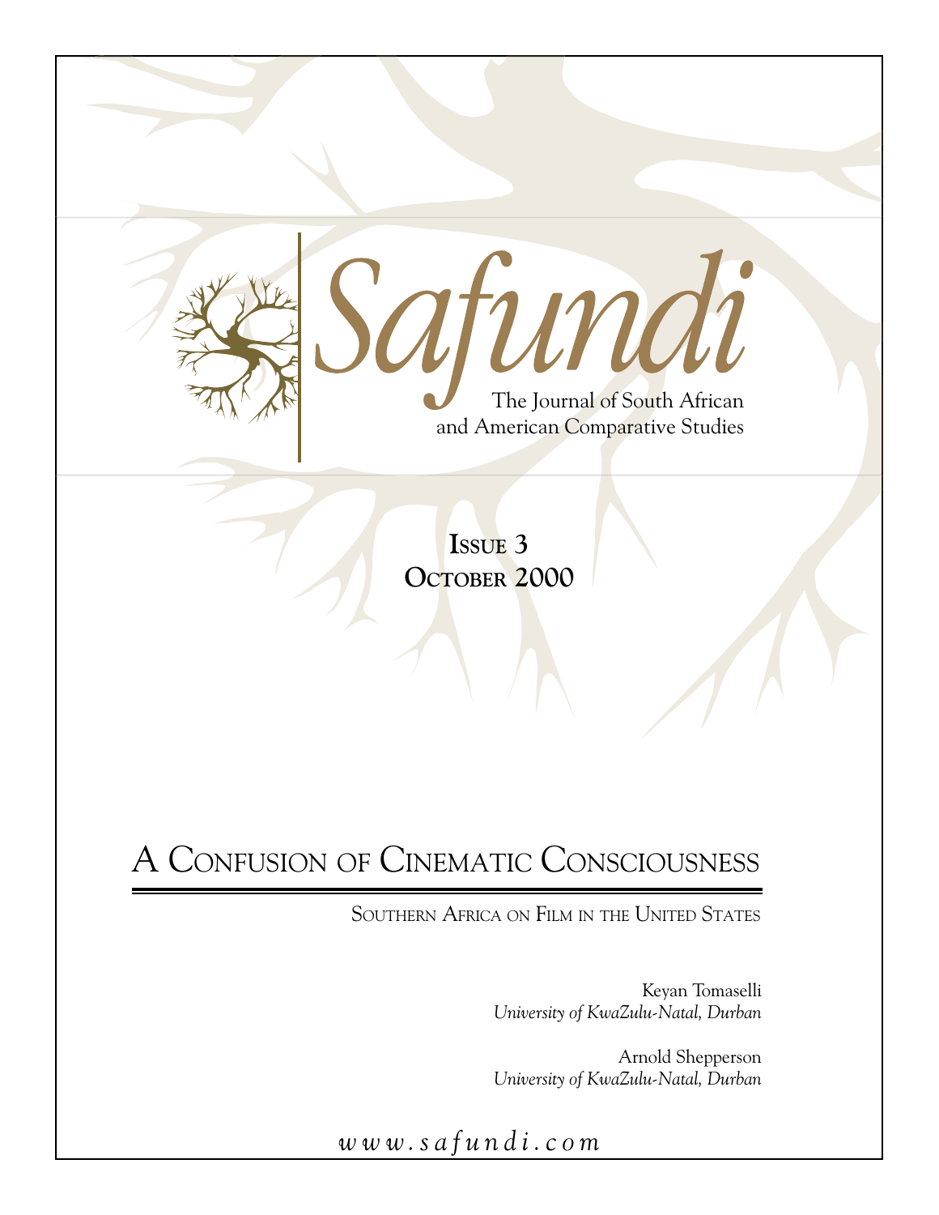# Safundi

The Journal of South African and American Comparative Studies

**ISSUE 3**
**OCTOBER 2000**

# A CONFUSION OF CINEMATIC CONSCIOUSNESS

## SOUTHERN AFRICA ON FILM IN THE UNITED STATES

Keyan Tomaselli
*University of KwaZulu-Natal, Durban*

Arnold Shepperson
*University of KwaZulu-Natal, Durban*

*www.safundi.com*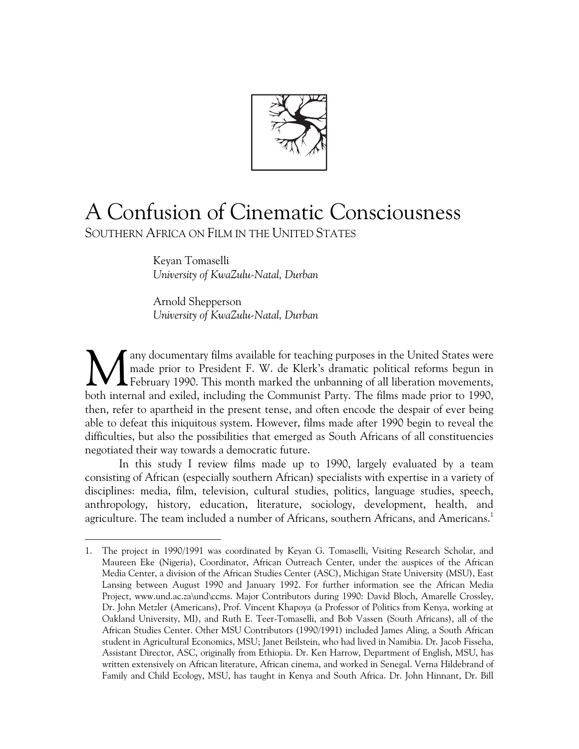# A Confusion of Cinematic Consciousness

SOUTHERN AFRICA ON FILM IN THE UNITED STATES

Keyan Tomaselli
*University of KwaZulu-Natal, Durban*

Arnold Shepperson
*University of KwaZulu-Natal, Durban*

Many documentary films available for teaching purposes in the United States were made prior to President F. W. de Klerk's dramatic political reforms begun in February 1990. This month marked the unbanning of all liberation movements, both internal and exiled, including the Communist Party. The films made prior to 1990, then, refer to apartheid in the present tense, and often encode the despair of ever being able to defeat this iniquitous system. However, films made after 1990 begin to reveal the difficulties, but also the possibilities that emerged as South Africans of all constituencies negotiated their way towards a democratic future.

In this study I review films made up to 1990, largely evaluated by a team consisting of African (especially southern African) specialists with expertise in a variety of disciplines: media, film, television, cultural studies, politics, language studies, speech, anthropology, history, education, literature, sociology, development, health, and agriculture. The team included a number of Africans, southern Africans, and Americans.[1]

1. The project in 1990/1991 was coordinated by Keyan G. Tomaselli, Visiting Research Scholar, and Maureen Eke (Nigeria), Coordinator, African Outreach Center, under the auspices of the African Media Center, a division of the African Studies Center (ASC), Michigan State University (MSU), East Lansing between August 1990 and January 1992. For further information see the African Media Project, www.und.ac.za\und\ccms. Major Contributors during 1990: David Bloch, Amarelle Crossley, Dr. John Metzler (Americans), Prof. Vincent Khapoya (a Professor of Politics from Kenya, working at Oakland University, MI), and Ruth E. Teer-Tomaselli, and Bob Vassen (South Africans), all of the African Studies Center. Other MSU Contributors (1990/1991) included James Aling, a South African student in Agricultural Economics, MSU; Janet Beilstein, who had lived in Namibia. Dr. Jacob Fisseha, Assistant Director, ASC, originally from Ethiopia. Dr. Ken Harrow, Department of English, MSU, has written extensively on African literature, African cinema, and worked in Senegal. Verna Hildebrand of Family and Child Ecology, MSU, has taught in Kenya and South Africa. Dr. John Hinnant, Dr. Bill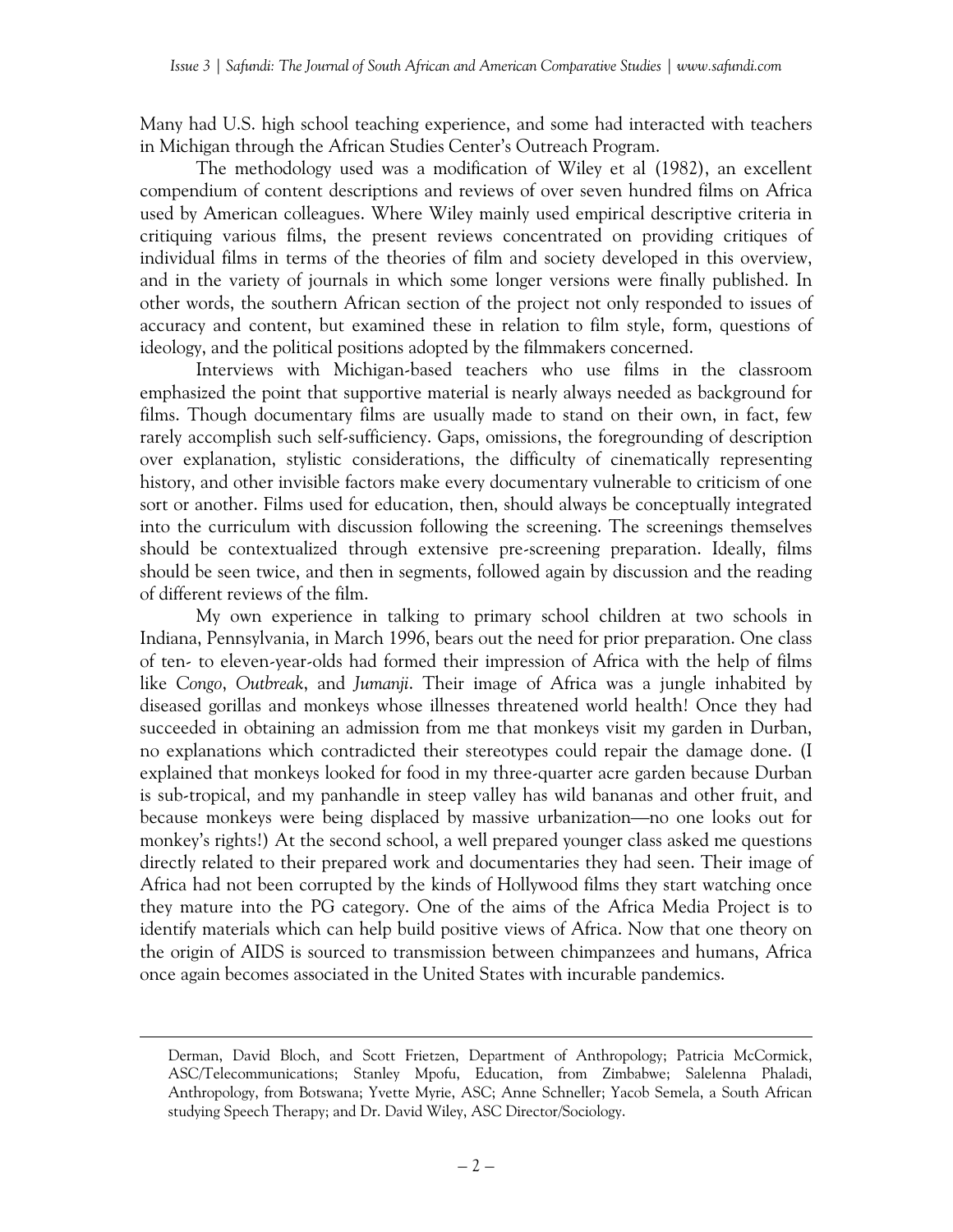Many had U.S. high school teaching experience, and some had interacted with teachers in Michigan through the African Studies Center's Outreach Program.

The methodology used was a modification of Wiley et al (1982), an excellent compendium of content descriptions and reviews of over seven hundred films on Africa used by American colleagues. Where Wiley mainly used empirical descriptive criteria in critiquing various films, the present reviews concentrated on providing critiques of individual films in terms of the theories of film and society developed in this overview, and in the variety of journals in which some longer versions were finally published. In other words, the southern African section of the project not only responded to issues of accuracy and content, but examined these in relation to film style, form, questions of ideology, and the political positions adopted by the filmmakers concerned.

Interviews with Michigan-based teachers who use films in the classroom emphasized the point that supportive material is nearly always needed as background for films. Though documentary films are usually made to stand on their own, in fact, few rarely accomplish such self-sufficiency. Gaps, omissions, the foregrounding of description over explanation, stylistic considerations, the difficulty of cinematically representing history, and other invisible factors make every documentary vulnerable to criticism of one sort or another. Films used for education, then, should always be conceptually integrated into the curriculum with discussion following the screening. The screenings themselves should be contextualized through extensive pre-screening preparation. Ideally, films should be seen twice, and then in segments, followed again by discussion and the reading of different reviews of the film.

My own experience in talking to primary school children at two schools in Indiana, Pennsylvania, in March 1996, bears out the need for prior preparation. One class of ten- to eleven-year-olds had formed their impression of Africa with the help of films like *Congo*, *Outbreak*, and *Jumanji*. Their image of Africa was a jungle inhabited by diseased gorillas and monkeys whose illnesses threatened world health! Once they had succeeded in obtaining an admission from me that monkeys visit my garden in Durban, no explanations which contradicted their stereotypes could repair the damage done. (I explained that monkeys looked for food in my three-quarter acre garden because Durban is sub-tropical, and my panhandle in steep valley has wild bananas and other fruit, and because monkeys were being displaced by massive urbanization—no one looks out for monkey's rights!) At the second school, a well prepared younger class asked me questions directly related to their prepared work and documentaries they had seen. Their image of Africa had not been corrupted by the kinds of Hollywood films they start watching once they mature into the PG category. One of the aims of the Africa Media Project is to identify materials which can help build positive views of Africa. Now that one theory on the origin of AIDS is sourced to transmission between chimpanzees and humans, Africa once again becomes associated in the United States with incurable pandemics.

---

Derman, David Bloch, and Scott Frietzen, Department of Anthropology; Patricia McCormick, ASC/Telecommunications; Stanley Mpofu, Education, from Zimbabwe; Salelenna Phaladi, Anthropology, from Botswana; Yvette Myrie, ASC; Anne Schneller; Yacob Semela, a South African studying Speech Therapy; and Dr. David Wiley, ASC Director/Sociology.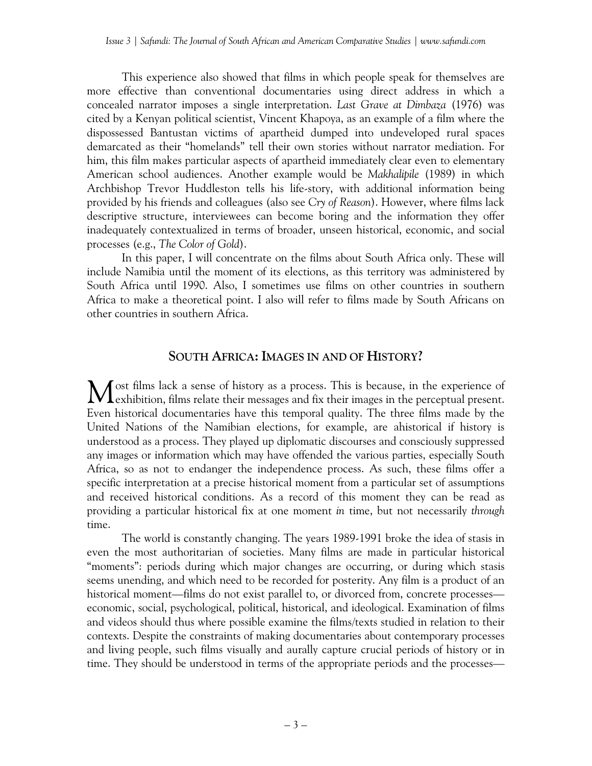This experience also showed that films in which people speak for themselves are more effective than conventional documentaries using direct address in which a concealed narrator imposes a single interpretation. *Last Grave at Dimbaza* (1976) was cited by a Kenyan political scientist, Vincent Khapoya, as an example of a film where the dispossessed Bantustan victims of apartheid dumped into undeveloped rural spaces demarcated as their "homelands" tell their own stories without narrator mediation. For him, this film makes particular aspects of apartheid immediately clear even to elementary American school audiences. Another example would be *Makhalipile* (1989) in which Archbishop Trevor Huddleston tells his life-story, with additional information being provided by his friends and colleagues (also see *Cry of Reason*). However, where films lack descriptive structure, interviewees can become boring and the information they offer inadequately contextualized in terms of broader, unseen historical, economic, and social processes (e.g., *The Color of Gold*).

In this paper, I will concentrate on the films about South Africa only. These will include Namibia until the moment of its elections, as this territory was administered by South Africa until 1990. Also, I sometimes use films on other countries in southern Africa to make a theoretical point. I also will refer to films made by South Africans on other countries in southern Africa.

## South Africa: Images in and of History?

Most films lack a sense of history as a process. This is because, in the experience of exhibition, films relate their messages and fix their images in the perceptual present. Even historical documentaries have this temporal quality. The three films made by the United Nations of the Namibian elections, for example, are ahistorical if history is understood as a process. They played up diplomatic discourses and consciously suppressed any images or information which may have offended the various parties, especially South Africa, so as not to endanger the independence process. As such, these films offer a specific interpretation at a precise historical moment from a particular set of assumptions and received historical conditions. As a record of this moment they can be read as providing a particular historical fix at one moment *in* time, but not necessarily *through* time.

The world is constantly changing. The years 1989-1991 broke the idea of stasis in even the most authoritarian of societies. Many films are made in particular historical "moments": periods during which major changes are occurring, or during which stasis seems unending, and which need to be recorded for posterity. Any film is a product of an historical moment—films do not exist parallel to, or divorced from, concrete processes—economic, social, psychological, political, historical, and ideological. Examination of films and videos should thus where possible examine the films/texts studied in relation to their contexts. Despite the constraints of making documentaries about contemporary processes and living people, such films visually and aurally capture crucial periods of history or in time. They should be understood in terms of the appropriate periods and the processes—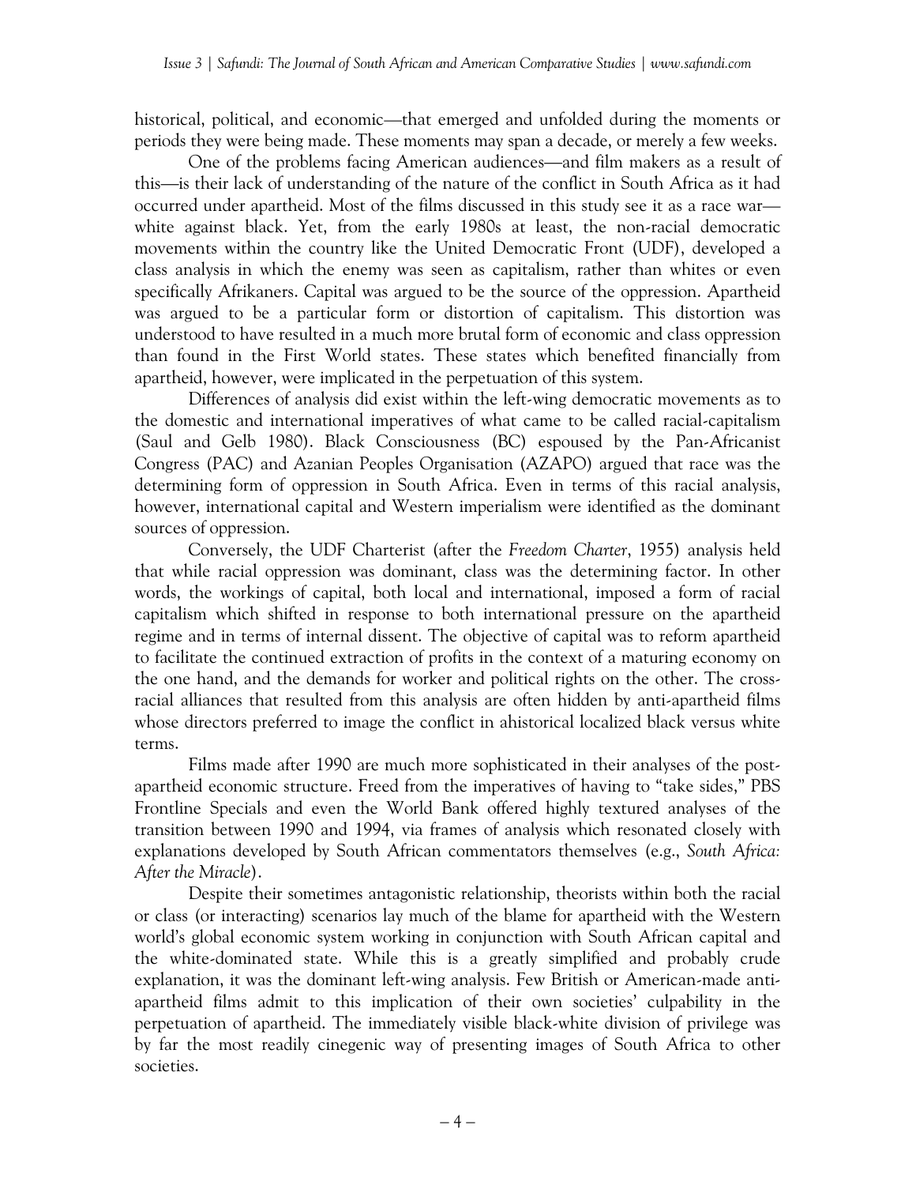historical, political, and economic—that emerged and unfolded during the moments or periods they were being made. These moments may span a decade, or merely a few weeks.

One of the problems facing American audiences—and film makers as a result of this—is their lack of understanding of the nature of the conflict in South Africa as it had occurred under apartheid. Most of the films discussed in this study see it as a race war—white against black. Yet, from the early 1980s at least, the non-racial democratic movements within the country like the United Democratic Front (UDF), developed a class analysis in which the enemy was seen as capitalism, rather than whites or even specifically Afrikaners. Capital was argued to be the source of the oppression. Apartheid was argued to be a particular form or distortion of capitalism. This distortion was understood to have resulted in a much more brutal form of economic and class oppression than found in the First World states. These states which benefited financially from apartheid, however, were implicated in the perpetuation of this system.

Differences of analysis did exist within the left-wing democratic movements as to the domestic and international imperatives of what came to be called racial-capitalism (Saul and Gelb 1980). Black Consciousness (BC) espoused by the Pan-Africanist Congress (PAC) and Azanian Peoples Organisation (AZAPO) argued that race was the determining form of oppression in South Africa. Even in terms of this racial analysis, however, international capital and Western imperialism were identified as the dominant sources of oppression.

Conversely, the UDF Charterist (after the *Freedom Charter*, 1955) analysis held that while racial oppression was dominant, class was the determining factor. In other words, the workings of capital, both local and international, imposed a form of racial capitalism which shifted in response to both international pressure on the apartheid regime and in terms of internal dissent. The objective of capital was to reform apartheid to facilitate the continued extraction of profits in the context of a maturing economy on the one hand, and the demands for worker and political rights on the other. The cross-racial alliances that resulted from this analysis are often hidden by anti-apartheid films whose directors preferred to image the conflict in ahistorical localized black versus white terms.

Films made after 1990 are much more sophisticated in their analyses of the post-apartheid economic structure. Freed from the imperatives of having to "take sides," PBS Frontline Specials and even the World Bank offered highly textured analyses of the transition between 1990 and 1994, via frames of analysis which resonated closely with explanations developed by South African commentators themselves (e.g., *South Africa: After the Miracle*).

Despite their sometimes antagonistic relationship, theorists within both the racial or class (or interacting) scenarios lay much of the blame for apartheid with the Western world's global economic system working in conjunction with South African capital and the white-dominated state. While this is a greatly simplified and probably crude explanation, it was the dominant left-wing analysis. Few British or American-made anti-apartheid films admit to this implication of their own societies' culpability in the perpetuation of apartheid. The immediately visible black-white division of privilege was by far the most readily cinegenic way of presenting images of South Africa to other societies.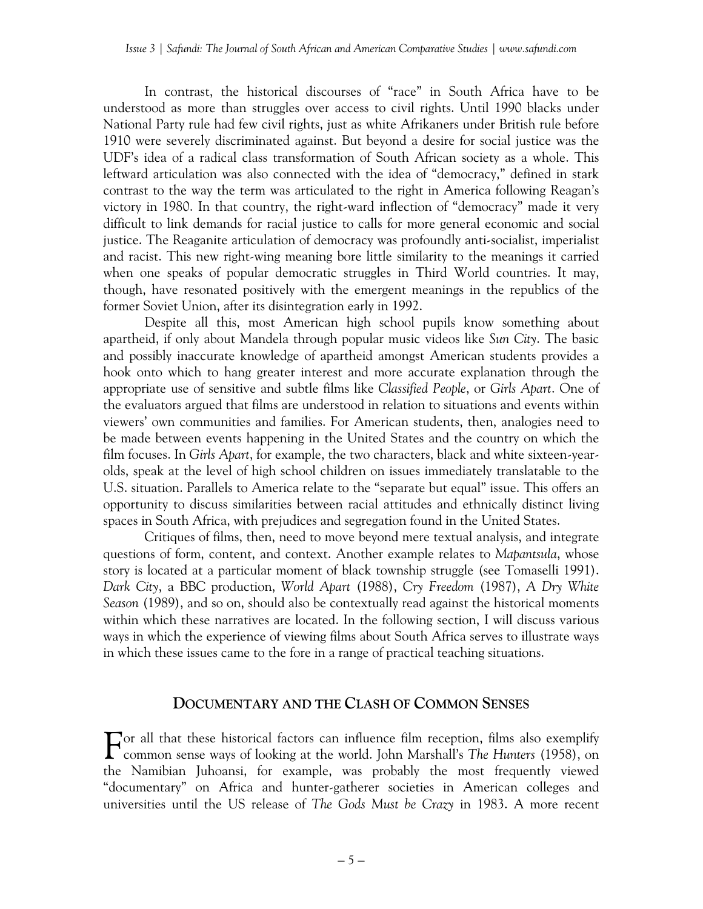In contrast, the historical discourses of "race" in South Africa have to be understood as more than struggles over access to civil rights. Until 1990 blacks under National Party rule had few civil rights, just as white Afrikaners under British rule before 1910 were severely discriminated against. But beyond a desire for social justice was the UDF's idea of a radical class transformation of South African society as a whole. This leftward articulation was also connected with the idea of "democracy," defined in stark contrast to the way the term was articulated to the right in America following Reagan's victory in 1980. In that country, the right-ward inflection of "democracy" made it very difficult to link demands for racial justice to calls for more general economic and social justice. The Reaganite articulation of democracy was profoundly anti-socialist, imperialist and racist. This new right-wing meaning bore little similarity to the meanings it carried when one speaks of popular democratic struggles in Third World countries. It may, though, have resonated positively with the emergent meanings in the republics of the former Soviet Union, after its disintegration early in 1992.

Despite all this, most American high school pupils know something about apartheid, if only about Mandela through popular music videos like *Sun City*. The basic and possibly inaccurate knowledge of apartheid amongst American students provides a hook onto which to hang greater interest and more accurate explanation through the appropriate use of sensitive and subtle films like *Classified People*, or *Girls Apart*. One of the evaluators argued that films are understood in relation to situations and events within viewers' own communities and families. For American students, then, analogies need to be made between events happening in the United States and the country on which the film focuses. In *Girls Apart*, for example, the two characters, black and white sixteen-year-olds, speak at the level of high school children on issues immediately translatable to the U.S. situation. Parallels to America relate to the "separate but equal" issue. This offers an opportunity to discuss similarities between racial attitudes and ethnically distinct living spaces in South Africa, with prejudices and segregation found in the United States.

Critiques of films, then, need to move beyond mere textual analysis, and integrate questions of form, content, and context. Another example relates to *Mapantsula*, whose story is located at a particular moment of black township struggle (see Tomaselli 1991). *Dark City*, a BBC production, *World Apart* (1988), *Cry Freedom* (1987), *A Dry White Season* (1989), and so on, should also be contextually read against the historical moments within which these narratives are located. In the following section, I will discuss various ways in which the experience of viewing films about South Africa serves to illustrate ways in which these issues came to the fore in a range of practical teaching situations.

## Documentary and the Clash of Common Senses

For all that these historical factors can influence film reception, films also exemplify common sense ways of looking at the world. John Marshall's *The Hunters* (1958), on the Namibian Juhoansi, for example, was probably the most frequently viewed "documentary" on Africa and hunter-gatherer societies in American colleges and universities until the US release of *The Gods Must be Crazy* in 1983. A more recent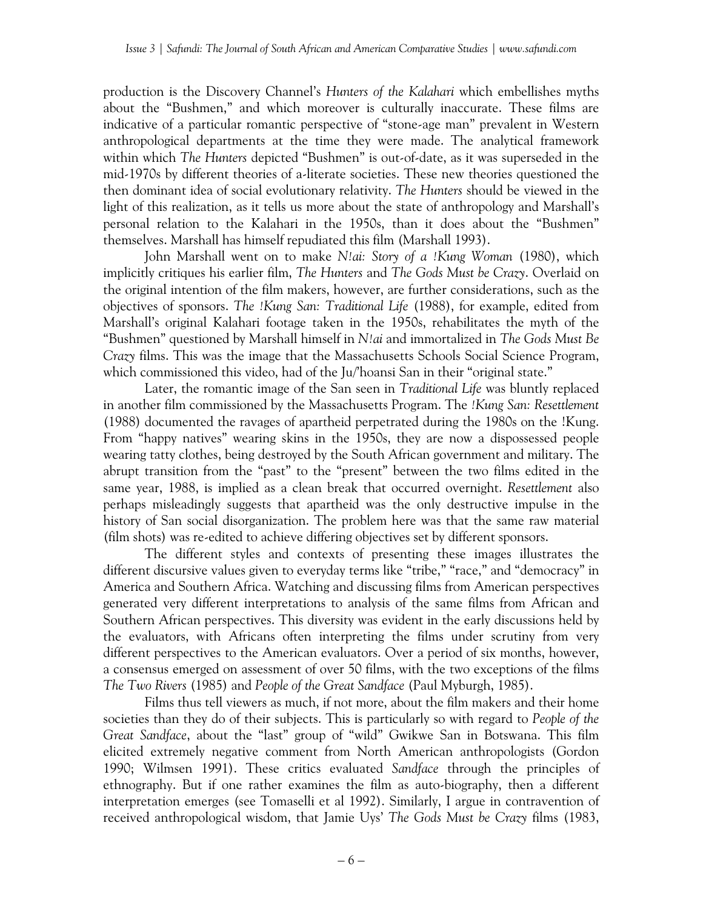production is the Discovery Channel's *Hunters of the Kalahari* which embellishes myths about the "Bushmen," and which moreover is culturally inaccurate. These films are indicative of a particular romantic perspective of "stone-age man" prevalent in Western anthropological departments at the time they were made. The analytical framework within which *The Hunters* depicted "Bushmen" is out-of-date, as it was superseded in the mid-1970s by different theories of a-literate societies. These new theories questioned the then dominant idea of social evolutionary relativity. *The Hunters* should be viewed in the light of this realization, as it tells us more about the state of anthropology and Marshall's personal relation to the Kalahari in the 1950s, than it does about the "Bushmen" themselves. Marshall has himself repudiated this film (Marshall 1993).

John Marshall went on to make *N!ai: Story of a !Kung Woman* (1980), which implicitly critiques his earlier film, *The Hunters* and *The Gods Must be Crazy*. Overlaid on the original intention of the film makers, however, are further considerations, such as the objectives of sponsors. *The !Kung San: Traditional Life* (1988), for example, edited from Marshall's original Kalahari footage taken in the 1950s, rehabilitates the myth of the "Bushmen" questioned by Marshall himself in *N!ai* and immortalized in *The Gods Must Be Crazy* films. This was the image that the Massachusetts Schools Social Science Program, which commissioned this video, had of the Ju/'hoansi San in their "original state."

Later, the romantic image of the San seen in *Traditional Life* was bluntly replaced in another film commissioned by the Massachusetts Program. The *!Kung San: Resettlement* (1988) documented the ravages of apartheid perpetrated during the 1980s on the !Kung. From "happy natives" wearing skins in the 1950s, they are now a dispossessed people wearing tatty clothes, being destroyed by the South African government and military. The abrupt transition from the "past" to the "present" between the two films edited in the same year, 1988, is implied as a clean break that occurred overnight. *Resettlement* also perhaps misleadingly suggests that apartheid was the only destructive impulse in the history of San social disorganization. The problem here was that the same raw material (film shots) was re-edited to achieve differing objectives set by different sponsors.

The different styles and contexts of presenting these images illustrates the different discursive values given to everyday terms like "tribe," "race," and "democracy" in America and Southern Africa. Watching and discussing films from American perspectives generated very different interpretations to analysis of the same films from African and Southern African perspectives. This diversity was evident in the early discussions held by the evaluators, with Africans often interpreting the films under scrutiny from very different perspectives to the American evaluators. Over a period of six months, however, a consensus emerged on assessment of over 50 films, with the two exceptions of the films *The Two Rivers* (1985) and *People of the Great Sandface* (Paul Myburgh, 1985).

Films thus tell viewers as much, if not more, about the film makers and their home societies than they do of their subjects. This is particularly so with regard to *People of the Great Sandface*, about the "last" group of "wild" Gwikwe San in Botswana. This film elicited extremely negative comment from North American anthropologists (Gordon 1990; Wilmsen 1991). These critics evaluated *Sandface* through the principles of ethnography. But if one rather examines the film as auto-biography, then a different interpretation emerges (see Tomaselli et al 1992). Similarly, I argue in contravention of received anthropological wisdom, that Jamie Uys' *The Gods Must be Crazy* films (1983,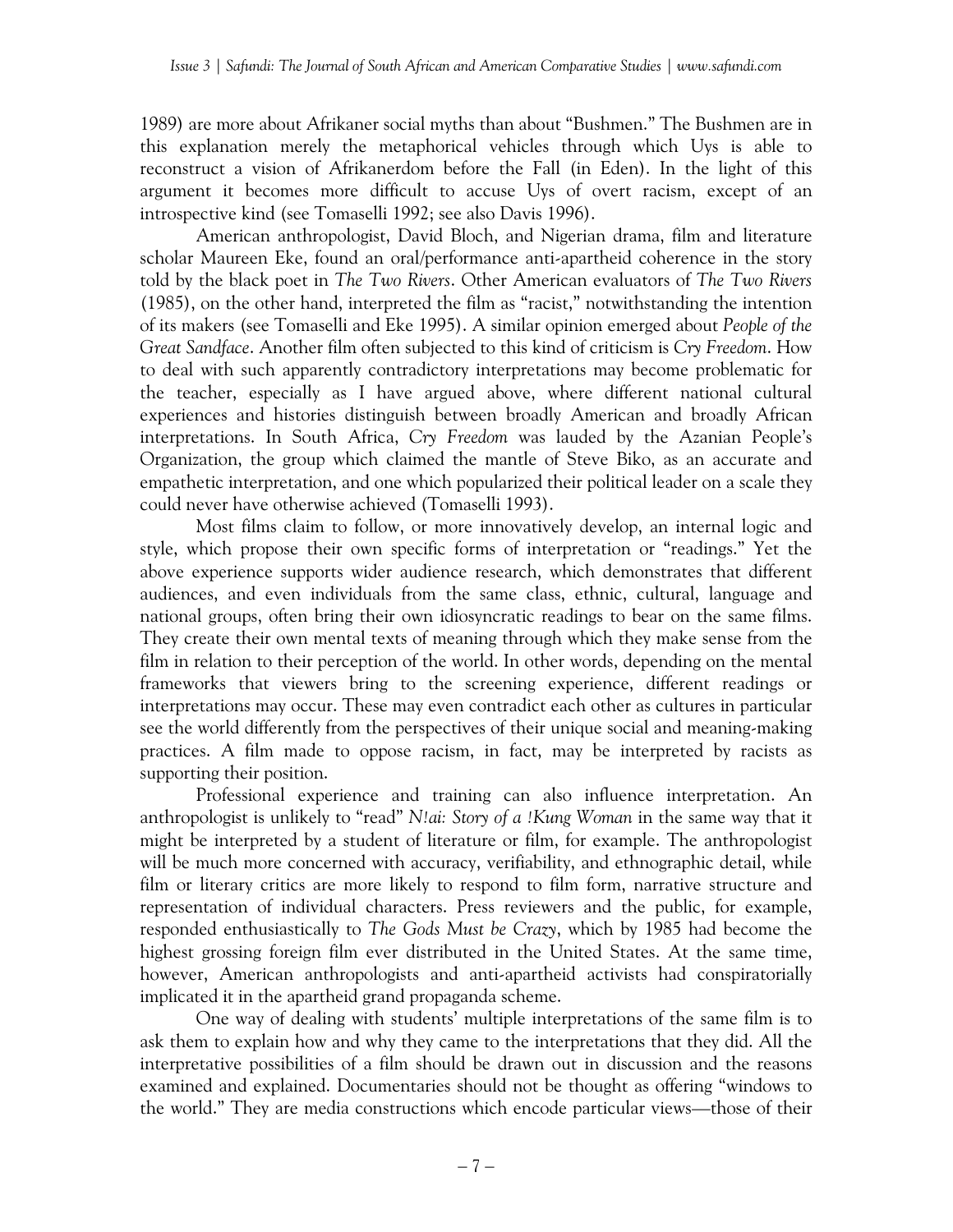1989) are more about Afrikaner social myths than about "Bushmen." The Bushmen are in this explanation merely the metaphorical vehicles through which Uys is able to reconstruct a vision of Afrikanerdom before the Fall (in Eden). In the light of this argument it becomes more difficult to accuse Uys of overt racism, except of an introspective kind (see Tomaselli 1992; see also Davis 1996).

American anthropologist, David Bloch, and Nigerian drama, film and literature scholar Maureen Eke, found an oral/performance anti-apartheid coherence in the story told by the black poet in *The Two Rivers*. Other American evaluators of *The Two Rivers* (1985), on the other hand, interpreted the film as "racist," notwithstanding the intention of its makers (see Tomaselli and Eke 1995). A similar opinion emerged about *People of the Great Sandface*. Another film often subjected to this kind of criticism is *Cry Freedom*. How to deal with such apparently contradictory interpretations may become problematic for the teacher, especially as I have argued above, where different national cultural experiences and histories distinguish between broadly American and broadly African interpretations. In South Africa, *Cry Freedom* was lauded by the Azanian People's Organization, the group which claimed the mantle of Steve Biko, as an accurate and empathetic interpretation, and one which popularized their political leader on a scale they could never have otherwise achieved (Tomaselli 1993).

Most films claim to follow, or more innovatively develop, an internal logic and style, which propose their own specific forms of interpretation or "readings." Yet the above experience supports wider audience research, which demonstrates that different audiences, and even individuals from the same class, ethnic, cultural, language and national groups, often bring their own idiosyncratic readings to bear on the same films. They create their own mental texts of meaning through which they make sense from the film in relation to their perception of the world. In other words, depending on the mental frameworks that viewers bring to the screening experience, different readings or interpretations may occur. These may even contradict each other as cultures in particular see the world differently from the perspectives of their unique social and meaning-making practices. A film made to oppose racism, in fact, may be interpreted by racists as supporting their position.

Professional experience and training can also influence interpretation. An anthropologist is unlikely to "read" *N!ai: Story of a !Kung Woman* in the same way that it might be interpreted by a student of literature or film, for example. The anthropologist will be much more concerned with accuracy, verifiability, and ethnographic detail, while film or literary critics are more likely to respond to film form, narrative structure and representation of individual characters. Press reviewers and the public, for example, responded enthusiastically to *The Gods Must be Crazy*, which by 1985 had become the highest grossing foreign film ever distributed in the United States. At the same time, however, American anthropologists and anti-apartheid activists had conspiratorially implicated it in the apartheid grand propaganda scheme.

One way of dealing with students' multiple interpretations of the same film is to ask them to explain how and why they came to the interpretations that they did. All the interpretative possibilities of a film should be drawn out in discussion and the reasons examined and explained. Documentaries should not be thought as offering "windows to the world." They are media constructions which encode particular views—those of their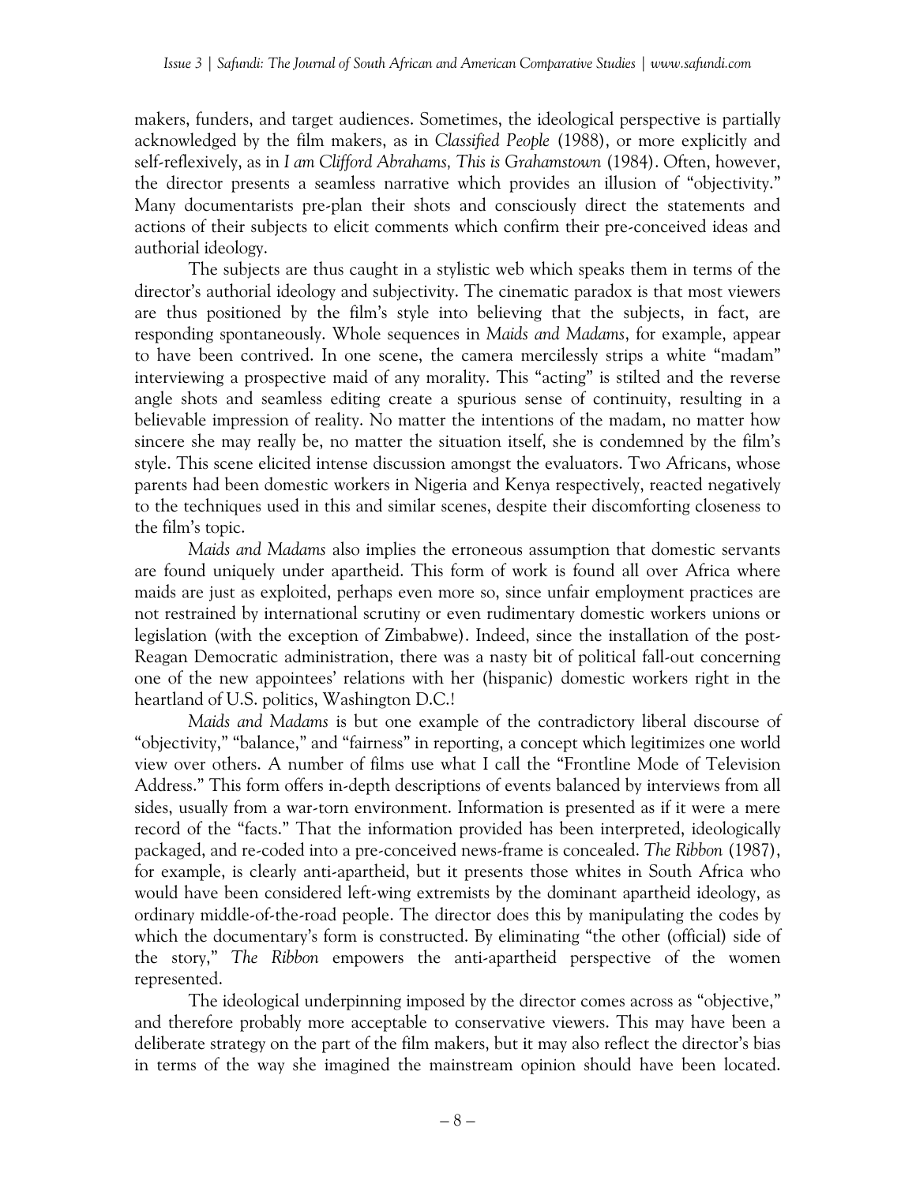makers, funders, and target audiences. Sometimes, the ideological perspective is partially acknowledged by the film makers, as in *Classified People* (1988), or more explicitly and self-reflexively, as in *I am Clifford Abrahams, This is Grahamstown* (1984). Often, however, the director presents a seamless narrative which provides an illusion of "objectivity." Many documentarists pre-plan their shots and consciously direct the statements and actions of their subjects to elicit comments which confirm their pre-conceived ideas and authorial ideology.

The subjects are thus caught in a stylistic web which speaks them in terms of the director's authorial ideology and subjectivity. The cinematic paradox is that most viewers are thus positioned by the film's style into believing that the subjects, in fact, are responding spontaneously. Whole sequences in *Maids and Madams*, for example, appear to have been contrived. In one scene, the camera mercilessly strips a white "madam" interviewing a prospective maid of any morality. This "acting" is stilted and the reverse angle shots and seamless editing create a spurious sense of continuity, resulting in a believable impression of reality. No matter the intentions of the madam, no matter how sincere she may really be, no matter the situation itself, she is condemned by the film's style. This scene elicited intense discussion amongst the evaluators. Two Africans, whose parents had been domestic workers in Nigeria and Kenya respectively, reacted negatively to the techniques used in this and similar scenes, despite their discomforting closeness to the film's topic.

*Maids and Madams* also implies the erroneous assumption that domestic servants are found uniquely under apartheid. This form of work is found all over Africa where maids are just as exploited, perhaps even more so, since unfair employment practices are not restrained by international scrutiny or even rudimentary domestic workers unions or legislation (with the exception of Zimbabwe). Indeed, since the installation of the post-Reagan Democratic administration, there was a nasty bit of political fall-out concerning one of the new appointees' relations with her (hispanic) domestic workers right in the heartland of U.S. politics, Washington D.C.!

*Maids and Madams* is but one example of the contradictory liberal discourse of "objectivity," "balance," and "fairness" in reporting, a concept which legitimizes one world view over others. A number of films use what I call the "Frontline Mode of Television Address." This form offers in-depth descriptions of events balanced by interviews from all sides, usually from a war-torn environment. Information is presented as if it were a mere record of the "facts." That the information provided has been interpreted, ideologically packaged, and re-coded into a pre-conceived news-frame is concealed. *The Ribbon* (1987), for example, is clearly anti-apartheid, but it presents those whites in South Africa who would have been considered left-wing extremists by the dominant apartheid ideology, as ordinary middle-of-the-road people. The director does this by manipulating the codes by which the documentary's form is constructed. By eliminating "the other (official) side of the story," *The Ribbon* empowers the anti-apartheid perspective of the women represented.

The ideological underpinning imposed by the director comes across as "objective," and therefore probably more acceptable to conservative viewers. This may have been a deliberate strategy on the part of the film makers, but it may also reflect the director's bias in terms of the way she imagined the mainstream opinion should have been located.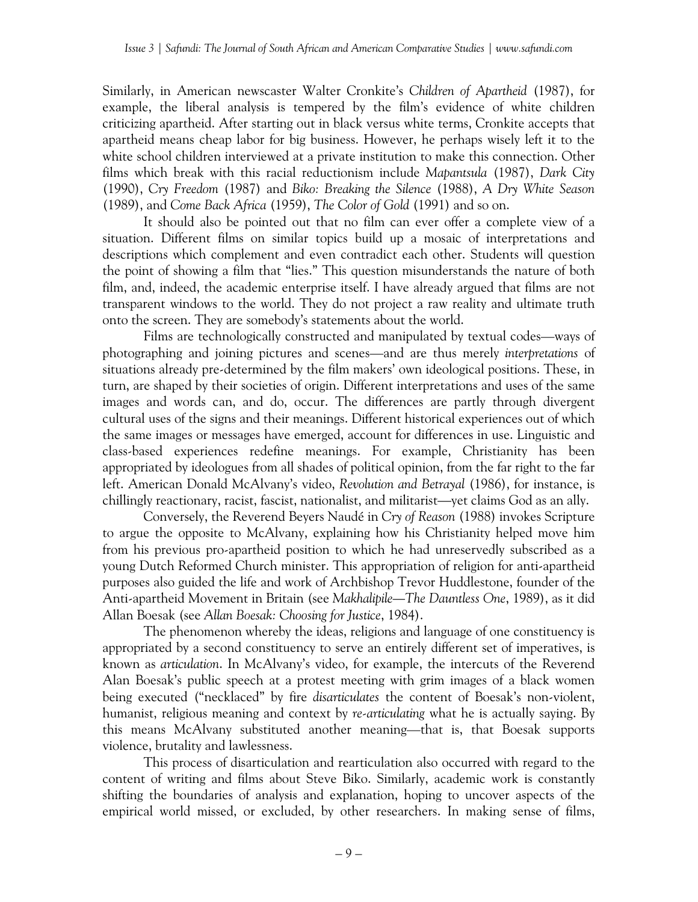Similarly, in American newscaster Walter Cronkite's *Children of Apartheid* (1987), for example, the liberal analysis is tempered by the film's evidence of white children criticizing apartheid. After starting out in black versus white terms, Cronkite accepts that apartheid means cheap labor for big business. However, he perhaps wisely left it to the white school children interviewed at a private institution to make this connection. Other films which break with this racial reductionism include *Mapantsula* (1987), *Dark City* (1990), *Cry Freedom* (1987) and *Biko: Breaking the Silence* (1988), *A Dry White Season* (1989), and *Come Back Africa* (1959), *The Color of Gold* (1991) and so on.

It should also be pointed out that no film can ever offer a complete view of a situation. Different films on similar topics build up a mosaic of interpretations and descriptions which complement and even contradict each other. Students will question the point of showing a film that "lies." This question misunderstands the nature of both film, and, indeed, the academic enterprise itself. I have already argued that films are not transparent windows to the world. They do not project a raw reality and ultimate truth onto the screen. They are somebody's statements about the world.

Films are technologically constructed and manipulated by textual codes—ways of photographing and joining pictures and scenes—and are thus merely *interpretations* of situations already pre-determined by the film makers' own ideological positions. These, in turn, are shaped by their societies of origin. Different interpretations and uses of the same images and words can, and do, occur. The differences are partly through divergent cultural uses of the signs and their meanings. Different historical experiences out of which the same images or messages have emerged, account for differences in use. Linguistic and class-based experiences redefine meanings. For example, Christianity has been appropriated by ideologues from all shades of political opinion, from the far right to the far left. American Donald McAlvany's video, *Revolution and Betrayal* (1986), for instance, is chillingly reactionary, racist, fascist, nationalist, and militarist—yet claims God as an ally.

Conversely, the Reverend Beyers Naudé in *Cry of Reason* (1988) invokes Scripture to argue the opposite to McAlvany, explaining how his Christianity helped move him from his previous pro-apartheid position to which he had unreservedly subscribed as a young Dutch Reformed Church minister. This appropriation of religion for anti-apartheid purposes also guided the life and work of Archbishop Trevor Huddlestone, founder of the Anti-apartheid Movement in Britain (see *Makhalipile—The Dauntless One*, 1989), as it did Allan Boesak (see *Allan Boesak: Choosing for Justice*, 1984).

The phenomenon whereby the ideas, religions and language of one constituency is appropriated by a second constituency to serve an entirely different set of imperatives, is known as *articulation*. In McAlvany's video, for example, the intercuts of the Reverend Alan Boesak's public speech at a protest meeting with grim images of a black women being executed ("necklaced" by fire *disarticulates* the content of Boesak's non-violent, humanist, religious meaning and context by *re-articulating* what he is actually saying. By this means McAlvany substituted another meaning—that is, that Boesak supports violence, brutality and lawlessness.

This process of disarticulation and rearticulation also occurred with regard to the content of writing and films about Steve Biko. Similarly, academic work is constantly shifting the boundaries of analysis and explanation, hoping to uncover aspects of the empirical world missed, or excluded, by other researchers. In making sense of films,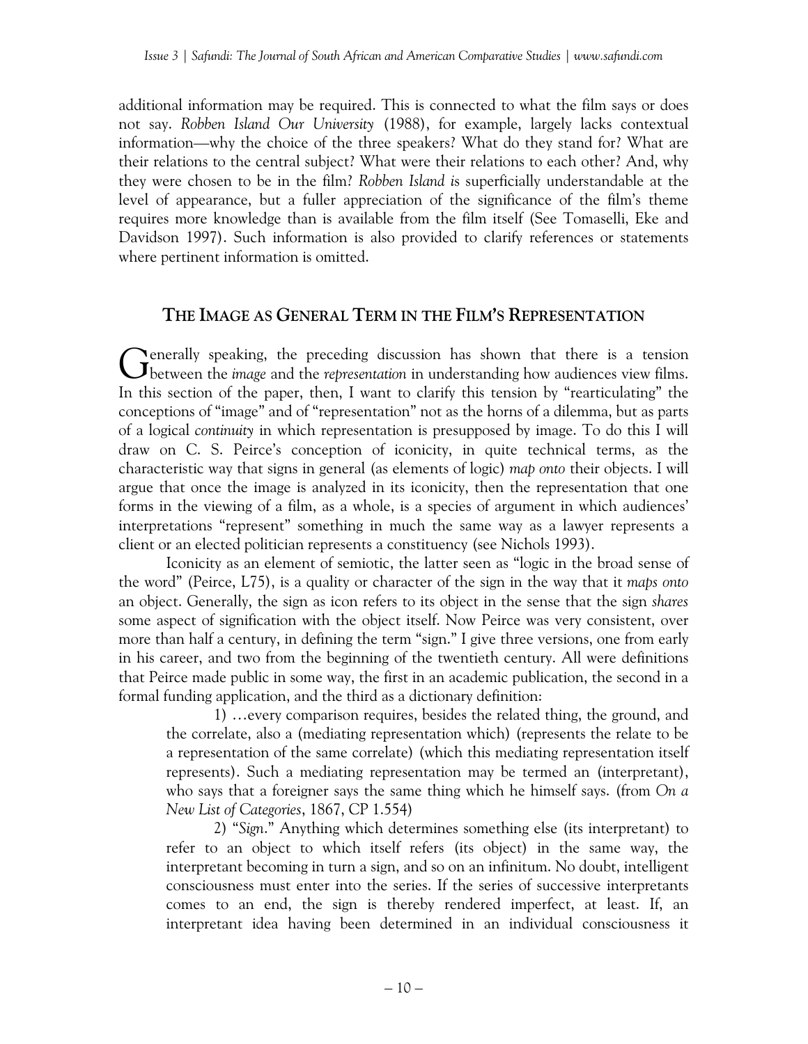additional information may be required. This is connected to what the film says or does not say. *Robben Island Our University* (1988), for example, largely lacks contextual information—why the choice of the three speakers? What do they stand for? What are their relations to the central subject? What were their relations to each other? And, why they were chosen to be in the film? *Robben Island is* superficially understandable at the level of appearance, but a fuller appreciation of the significance of the film's theme requires more knowledge than is available from the film itself (See Tomaselli, Eke and Davidson 1997). Such information is also provided to clarify references or statements where pertinent information is omitted.

## THE IMAGE AS GENERAL TERM IN THE FILM'S REPRESENTATION

Generally speaking, the preceding discussion has shown that there is a tension between the *image* and the *representation* in understanding how audiences view films. In this section of the paper, then, I want to clarify this tension by "rearticulating" the conceptions of "image" and of "representation" not as the horns of a dilemma, but as parts of a logical *continuity* in which representation is presupposed by image. To do this I will draw on C. S. Peirce's conception of iconicity, in quite technical terms, as the characteristic way that signs in general (as elements of logic) *map onto* their objects. I will argue that once the image is analyzed in its iconicity, then the representation that one forms in the viewing of a film, as a whole, is a species of argument in which audiences' interpretations "represent" something in much the same way as a lawyer represents a client or an elected politician represents a constituency (see Nichols 1993).

Iconicity as an element of semiotic, the latter seen as "logic in the broad sense of the word" (Peirce, L75), is a quality or character of the sign in the way that it *maps onto* an object. Generally, the sign as icon refers to its object in the sense that the sign *shares* some aspect of signification with the object itself. Now Peirce was very consistent, over more than half a century, in defining the term "sign." I give three versions, one from early in his career, and two from the beginning of the twentieth century. All were definitions that Peirce made public in some way, the first in an academic publication, the second in a formal funding application, and the third as a dictionary definition:

> 1) …every comparison requires, besides the related thing, the ground, and the correlate, also a (mediating representation which) (represents the relate to be a representation of the same correlate) (which this mediating representation itself represents). Such a mediating representation may be termed an (interpretant), who says that a foreigner says the same thing which he himself says. (from *On a New List of Categories*, 1867, CP 1.554)
>
> 2) "*Sign*." Anything which determines something else (its interpretant) to refer to an object to which itself refers (its object) in the same way, the interpretant becoming in turn a sign, and so on an infinitum. No doubt, intelligent consciousness must enter into the series. If the series of successive interpretants comes to an end, the sign is thereby rendered imperfect, at least. If, an interpretant idea having been determined in an individual consciousness it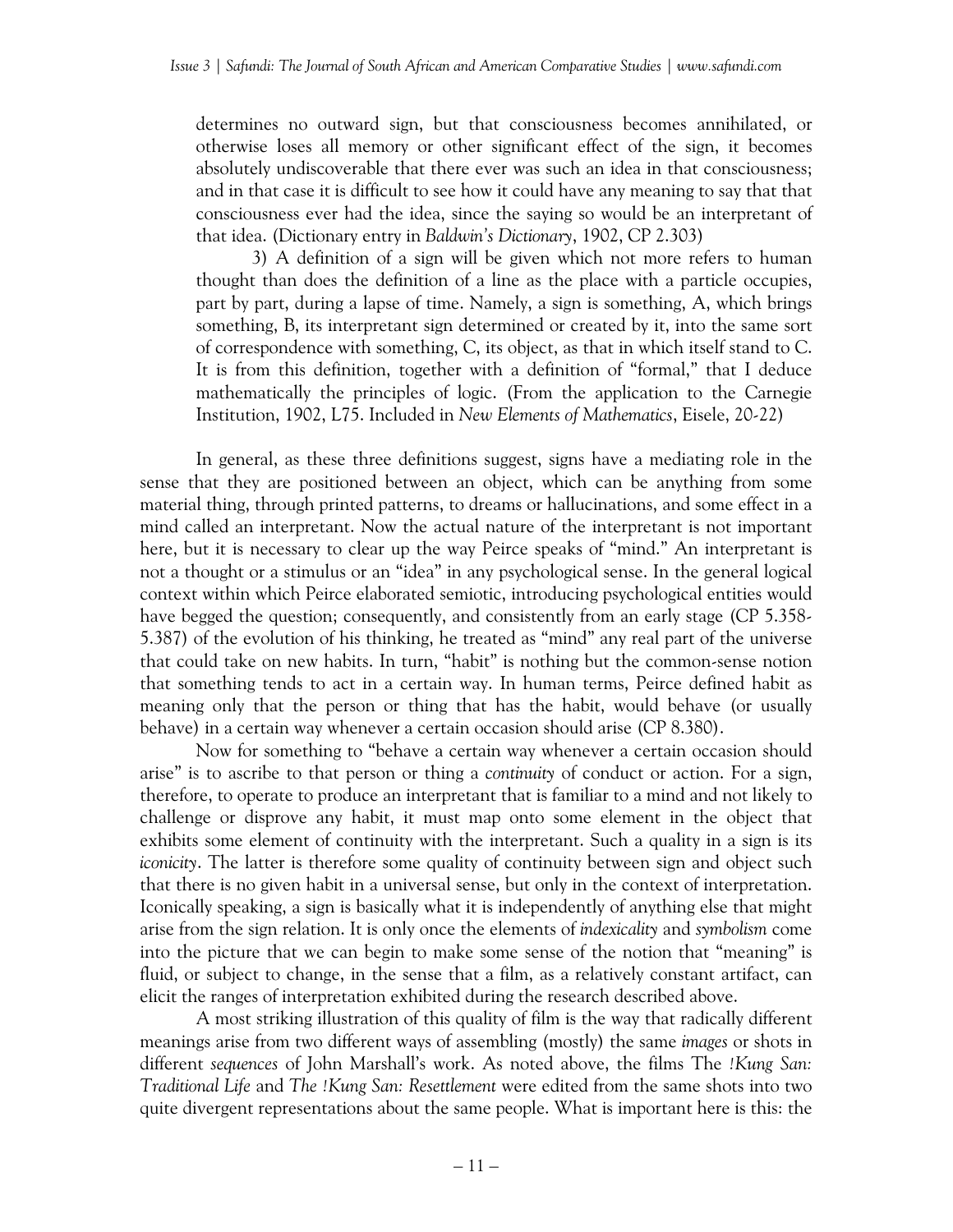determines no outward sign, but that consciousness becomes annihilated, or otherwise loses all memory or other significant effect of the sign, it becomes absolutely undiscoverable that there ever was such an idea in that consciousness; and in that case it is difficult to see how it could have any meaning to say that that consciousness ever had the idea, since the saying so would be an interpretant of that idea. (Dictionary entry in *Baldwin's Dictionary*, 1902, CP 2.303)

> 3) A definition of a sign will be given which not more refers to human thought than does the definition of a line as the place with a particle occupies, part by part, during a lapse of time. Namely, a sign is something, A, which brings something, B, its interpretant sign determined or created by it, into the same sort of correspondence with something, C, its object, as that in which itself stand to C. It is from this definition, together with a definition of "formal," that I deduce mathematically the principles of logic. (From the application to the Carnegie Institution, 1902, L75. Included in *New Elements of Mathematics*, Eisele, 20-22)

In general, as these three definitions suggest, signs have a mediating role in the sense that they are positioned between an object, which can be anything from some material thing, through printed patterns, to dreams or hallucinations, and some effect in a mind called an interpretant. Now the actual nature of the interpretant is not important here, but it is necessary to clear up the way Peirce speaks of "mind." An interpretant is not a thought or a stimulus or an "idea" in any psychological sense. In the general logical context within which Peirce elaborated semiotic, introducing psychological entities would have begged the question; consequently, and consistently from an early stage (CP 5.358-5.387) of the evolution of his thinking, he treated as "mind" any real part of the universe that could take on new habits. In turn, "habit" is nothing but the common-sense notion that something tends to act in a certain way. In human terms, Peirce defined habit as meaning only that the person or thing that has the habit, would behave (or usually behave) in a certain way whenever a certain occasion should arise (CP 8.380).

Now for something to "behave a certain way whenever a certain occasion should arise" is to ascribe to that person or thing a *continuity* of conduct or action. For a sign, therefore, to operate to produce an interpretant that is familiar to a mind and not likely to challenge or disprove any habit, it must map onto some element in the object that exhibits some element of continuity with the interpretant. Such a quality in a sign is its *iconicity*. The latter is therefore some quality of continuity between sign and object such that there is no given habit in a universal sense, but only in the context of interpretation. Iconically speaking, a sign is basically what it is independently of anything else that might arise from the sign relation. It is only once the elements of *indexicality* and *symbolism* come into the picture that we can begin to make some sense of the notion that "meaning" is fluid, or subject to change, in the sense that a film, as a relatively constant artifact, can elicit the ranges of interpretation exhibited during the research described above.

A most striking illustration of this quality of film is the way that radically different meanings arise from two different ways of assembling (mostly) the same *images* or shots in different *sequences* of John Marshall's work. As noted above, the films The *!Kung San: Traditional Life* and *The !Kung San: Resettlement* were edited from the same shots into two quite divergent representations about the same people. What is important here is this: the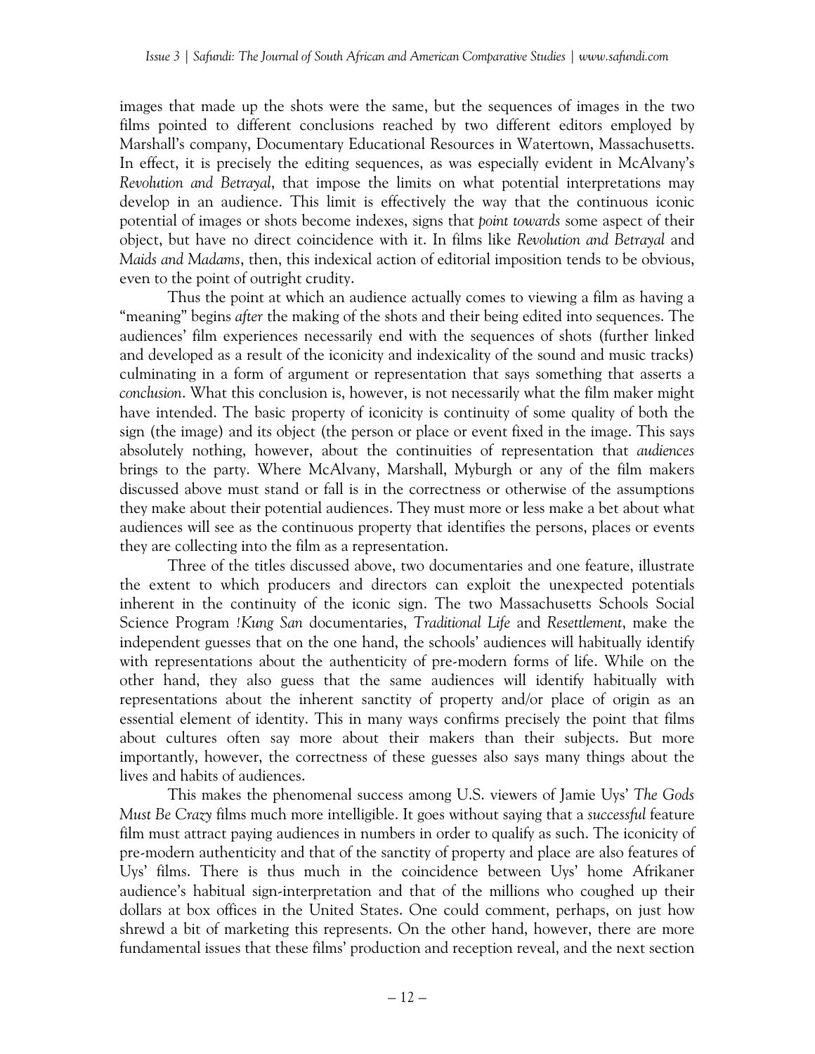images that made up the shots were the same, but the sequences of images in the two films pointed to different conclusions reached by two different editors employed by Marshall's company, Documentary Educational Resources in Watertown, Massachusetts. In effect, it is precisely the editing sequences, as was especially evident in McAlvany's *Revolution and Betrayal*, that impose the limits on what potential interpretations may develop in an audience. This limit is effectively the way that the continuous iconic potential of images or shots become indexes, signs that *point towards* some aspect of their object, but have no direct coincidence with it. In films like *Revolution and Betrayal* and *Maids and Madams*, then, this indexical action of editorial imposition tends to be obvious, even to the point of outright crudity.

Thus the point at which an audience actually comes to viewing a film as having a "meaning" begins *after* the making of the shots and their being edited into sequences. The audiences' film experiences necessarily end with the sequences of shots (further linked and developed as a result of the iconicity and indexicality of the sound and music tracks) culminating in a form of argument or representation that says something that asserts a *conclusion*. What this conclusion is, however, is not necessarily what the film maker might have intended. The basic property of iconicity is continuity of some quality of both the sign (the image) and its object (the person or place or event fixed in the image. This says absolutely nothing, however, about the continuities of representation that *audiences* brings to the party. Where McAlvany, Marshall, Myburgh or any of the film makers discussed above must stand or fall is in the correctness or otherwise of the assumptions they make about their potential audiences. They must more or less make a bet about what audiences will see as the continuous property that identifies the persons, places or events they are collecting into the film as a representation.

Three of the titles discussed above, two documentaries and one feature, illustrate the extent to which producers and directors can exploit the unexpected potentials inherent in the continuity of the iconic sign. The two Massachusetts Schools Social Science Program *!Kung San* documentaries, *Traditional Life* and *Resettlement*, make the independent guesses that on the one hand, the schools' audiences will habitually identify with representations about the authenticity of pre-modern forms of life. While on the other hand, they also guess that the same audiences will identify habitually with representations about the inherent sanctity of property and/or place of origin as an essential element of identity. This in many ways confirms precisely the point that films about cultures often say more about their makers than their subjects. But more importantly, however, the correctness of these guesses also says many things about the lives and habits of audiences.

This makes the phenomenal success among U.S. viewers of Jamie Uys' *The Gods Must Be Crazy* films much more intelligible. It goes without saying that a *successful* feature film must attract paying audiences in numbers in order to qualify as such. The iconicity of pre-modern authenticity and that of the sanctity of property and place are also features of Uys' films. There is thus much in the coincidence between Uys' home Afrikaner audience's habitual sign-interpretation and that of the millions who coughed up their dollars at box offices in the United States. One could comment, perhaps, on just how shrewd a bit of marketing this represents. On the other hand, however, there are more fundamental issues that these films' production and reception reveal, and the next section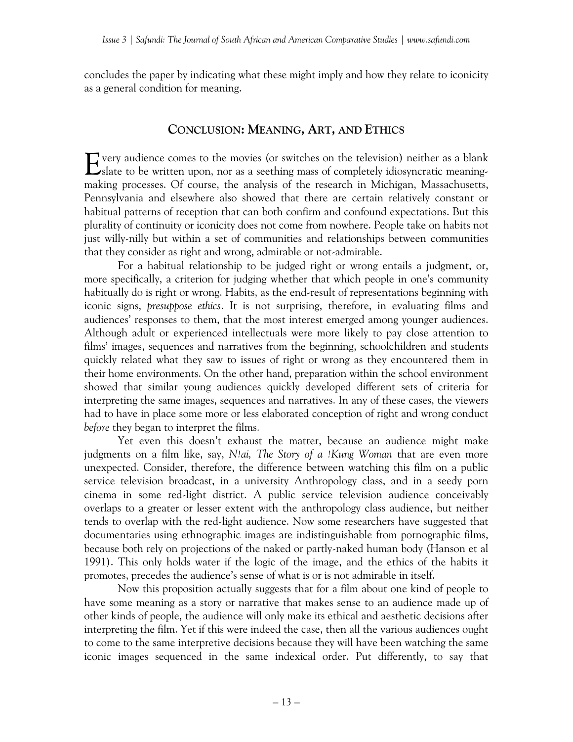concludes the paper by indicating what these might imply and how they relate to iconicity as a general condition for meaning.

## CONCLUSION: MEANING, ART, AND ETHICS

Every audience comes to the movies (or switches on the television) neither as a blank slate to be written upon, nor as a seething mass of completely idiosyncratic meaning-making processes. Of course, the analysis of the research in Michigan, Massachusetts, Pennsylvania and elsewhere also showed that there are certain relatively constant or habitual patterns of reception that can both confirm and confound expectations. But this plurality of continuity or iconicity does not come from nowhere. People take on habits not just willy-nilly but within a set of communities and relationships between communities that they consider as right and wrong, admirable or not-admirable.

For a habitual relationship to be judged right or wrong entails a judgment, or, more specifically, a criterion for judging whether that which people in one's community habitually do is right or wrong. Habits, as the end-result of representations beginning with iconic signs, *presuppose ethics*. It is not surprising, therefore, in evaluating films and audiences' responses to them, that the most interest emerged among younger audiences. Although adult or experienced intellectuals were more likely to pay close attention to films' images, sequences and narratives from the beginning, schoolchildren and students quickly related what they saw to issues of right or wrong as they encountered them in their home environments. On the other hand, preparation within the school environment showed that similar young audiences quickly developed different sets of criteria for interpreting the same images, sequences and narratives. In any of these cases, the viewers had to have in place some more or less elaborated conception of right and wrong conduct *before* they began to interpret the films.

Yet even this doesn't exhaust the matter, because an audience might make judgments on a film like, say, *N!ai, The Story of a !Kung Woman* that are even more unexpected. Consider, therefore, the difference between watching this film on a public service television broadcast, in a university Anthropology class, and in a seedy porn cinema in some red-light district. A public service television audience conceivably overlaps to a greater or lesser extent with the anthropology class audience, but neither tends to overlap with the red-light audience. Now some researchers have suggested that documentaries using ethnographic images are indistinguishable from pornographic films, because both rely on projections of the naked or partly-naked human body (Hanson et al 1991). This only holds water if the logic of the image, and the ethics of the habits it promotes, precedes the audience's sense of what is or is not admirable in itself.

Now this proposition actually suggests that for a film about one kind of people to have some meaning as a story or narrative that makes sense to an audience made up of other kinds of people, the audience will only make its ethical and aesthetic decisions after interpreting the film. Yet if this were indeed the case, then all the various audiences ought to come to the same interpretive decisions because they will have been watching the same iconic images sequenced in the same indexical order. Put differently, to say that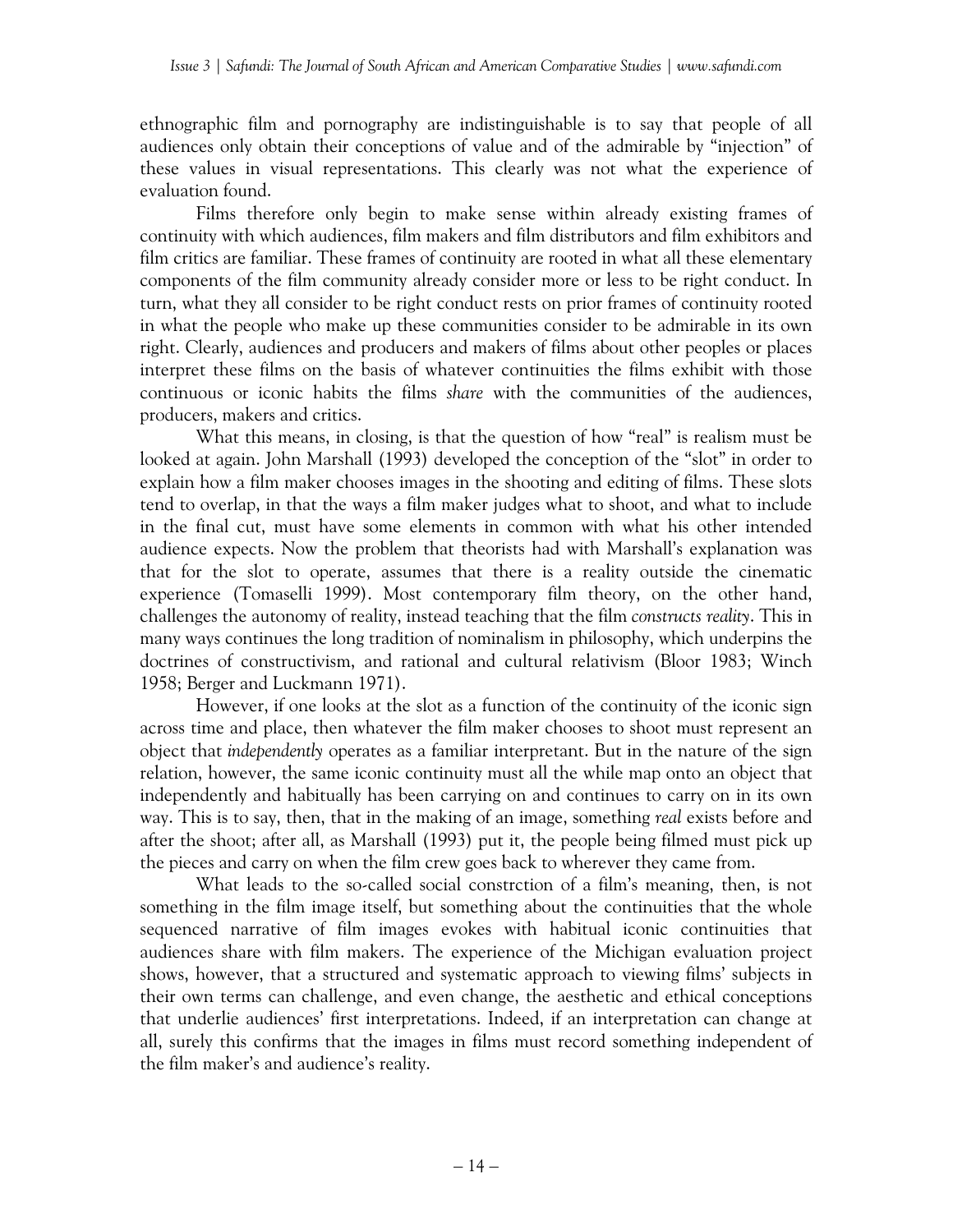ethnographic film and pornography are indistinguishable is to say that people of all audiences only obtain their conceptions of value and of the admirable by "injection" of these values in visual representations. This clearly was not what the experience of evaluation found.

Films therefore only begin to make sense within already existing frames of continuity with which audiences, film makers and film distributors and film exhibitors and film critics are familiar. These frames of continuity are rooted in what all these elementary components of the film community already consider more or less to be right conduct. In turn, what they all consider to be right conduct rests on prior frames of continuity rooted in what the people who make up these communities consider to be admirable in its own right. Clearly, audiences and producers and makers of films about other peoples or places interpret these films on the basis of whatever continuities the films exhibit with those continuous or iconic habits the films *share* with the communities of the audiences, producers, makers and critics.

What this means, in closing, is that the question of how "real" is realism must be looked at again. John Marshall (1993) developed the conception of the "slot" in order to explain how a film maker chooses images in the shooting and editing of films. These slots tend to overlap, in that the ways a film maker judges what to shoot, and what to include in the final cut, must have some elements in common with what his other intended audience expects. Now the problem that theorists had with Marshall's explanation was that for the slot to operate, assumes that there is a reality outside the cinematic experience (Tomaselli 1999). Most contemporary film theory, on the other hand, challenges the autonomy of reality, instead teaching that the film *constructs reality*. This in many ways continues the long tradition of nominalism in philosophy, which underpins the doctrines of constructivism, and rational and cultural relativism (Bloor 1983; Winch 1958; Berger and Luckmann 1971).

However, if one looks at the slot as a function of the continuity of the iconic sign across time and place, then whatever the film maker chooses to shoot must represent an object that *independently* operates as a familiar interpretant. But in the nature of the sign relation, however, the same iconic continuity must all the while map onto an object that independently and habitually has been carrying on and continues to carry on in its own way. This is to say, then, that in the making of an image, something *real* exists before and after the shoot; after all, as Marshall (1993) put it, the people being filmed must pick up the pieces and carry on when the film crew goes back to wherever they came from.

What leads to the so-called social constrction of a film's meaning, then, is not something in the film image itself, but something about the continuities that the whole sequenced narrative of film images evokes with habitual iconic continuities that audiences share with film makers. The experience of the Michigan evaluation project shows, however, that a structured and systematic approach to viewing films' subjects in their own terms can challenge, and even change, the aesthetic and ethical conceptions that underlie audiences' first interpretations. Indeed, if an interpretation can change at all, surely this confirms that the images in films must record something independent of the film maker's and audience's reality.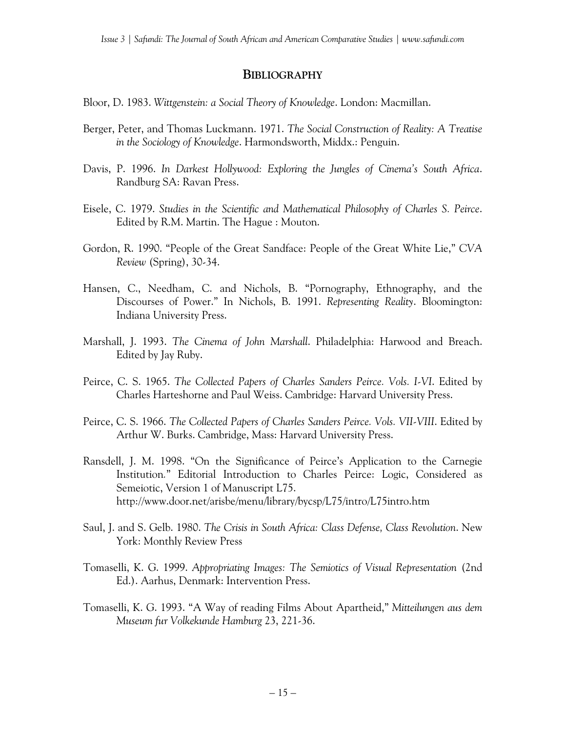## Bibliography

Bloor, D. 1983. *Wittgenstein: a Social Theory of Knowledge*. London: Macmillan.

Berger, Peter, and Thomas Luckmann. 1971. *The Social Construction of Reality: A Treatise in the Sociology of Knowledge*. Harmondsworth, Middx.: Penguin.

Davis, P. 1996. *In Darkest Hollywood: Exploring the Jungles of Cinema's South Africa*. Randburg SA: Ravan Press.

Eisele, C. 1979. *Studies in the Scientific and Mathematical Philosophy of Charles S. Peirce*. Edited by R.M. Martin. The Hague : Mouton.

Gordon, R. 1990. "People of the Great Sandface: People of the Great White Lie," *CVA Review* (Spring), 30-34.

Hansen, C., Needham, C. and Nichols, B. "Pornography, Ethnography, and the Discourses of Power." In Nichols, B. 1991. *Representing Reality*. Bloomington: Indiana University Press.

Marshall, J. 1993. *The Cinema of John Marshall*. Philadelphia: Harwood and Breach. Edited by Jay Ruby.

Peirce, C. S. 1965. *The Collected Papers of Charles Sanders Peirce. Vols. I-VI*. Edited by Charles Harteshorne and Paul Weiss. Cambridge: Harvard University Press.

Peirce, C. S. 1966. *The Collected Papers of Charles Sanders Peirce. Vols. VII-VIII*. Edited by Arthur W. Burks. Cambridge, Mass: Harvard University Press.

Ransdell, J. M. 1998. "On the Significance of Peirce's Application to the Carnegie Institution." Editorial Introduction to Charles Peirce: Logic, Considered as Semeiotic, Version 1 of Manuscript L75. http://www.door.net/arisbe/menu/library/bycsp/L75/intro/L75intro.htm

Saul, J. and S. Gelb. 1980. *The Crisis in South Africa: Class Defense, Class Revolution*. New York: Monthly Review Press

Tomaselli, K. G. 1999. *Appropriating Images: The Semiotics of Visual Representation* (2nd Ed.). Aarhus, Denmark: Intervention Press.

Tomaselli, K. G. 1993. "A Way of reading Films About Apartheid," *Mitteilungen aus dem Museum fur Volkekunde Hamburg* 23, 221-36.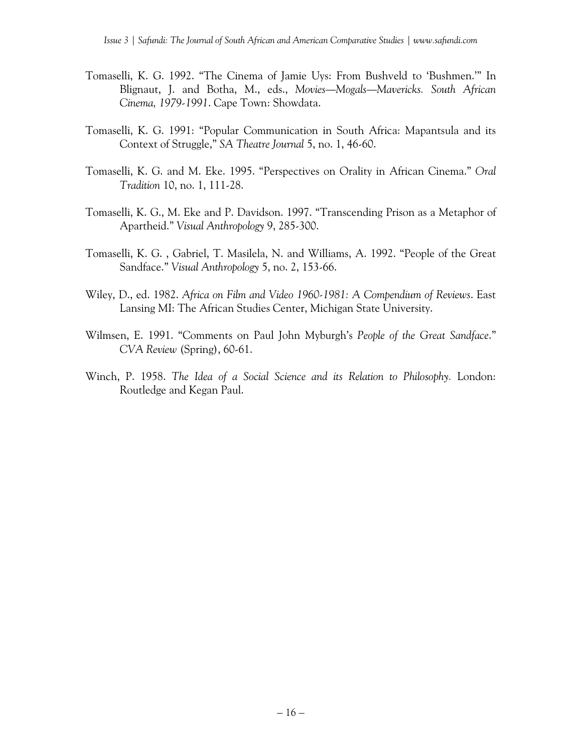Tomaselli, K. G. 1992. "The Cinema of Jamie Uys: From Bushveld to 'Bushmen.'" In Blignaut, J. and Botha, M., eds., *Movies—Mogals—Mavericks. South African Cinema, 1979-1991*. Cape Town: Showdata.

Tomaselli, K. G. 1991: "Popular Communication in South Africa: Mapantsula and its Context of Struggle," *SA Theatre Journal* 5, no. 1, 46-60.

Tomaselli, K. G. and M. Eke. 1995. "Perspectives on Orality in African Cinema." *Oral Tradition* 10, no. 1, 111-28.

Tomaselli, K. G., M. Eke and P. Davidson. 1997. "Transcending Prison as a Metaphor of Apartheid." *Visual Anthropology* 9, 285-300.

Tomaselli, K. G. , Gabriel, T. Masilela, N. and Williams, A. 1992. "People of the Great Sandface." *Visual Anthropology* 5, no. 2, 153-66.

Wiley, D., ed. 1982. *Africa on Film and Video 1960-1981: A Compendium of Reviews*. East Lansing MI: The African Studies Center, Michigan State University.

Wilmsen, E. 1991. "Comments on Paul John Myburgh's *People of the Great Sandface*." *CVA Review* (Spring), 60-61.

Winch, P. 1958. *The Idea of a Social Science and its Relation to Philosophy.* London: Routledge and Kegan Paul.